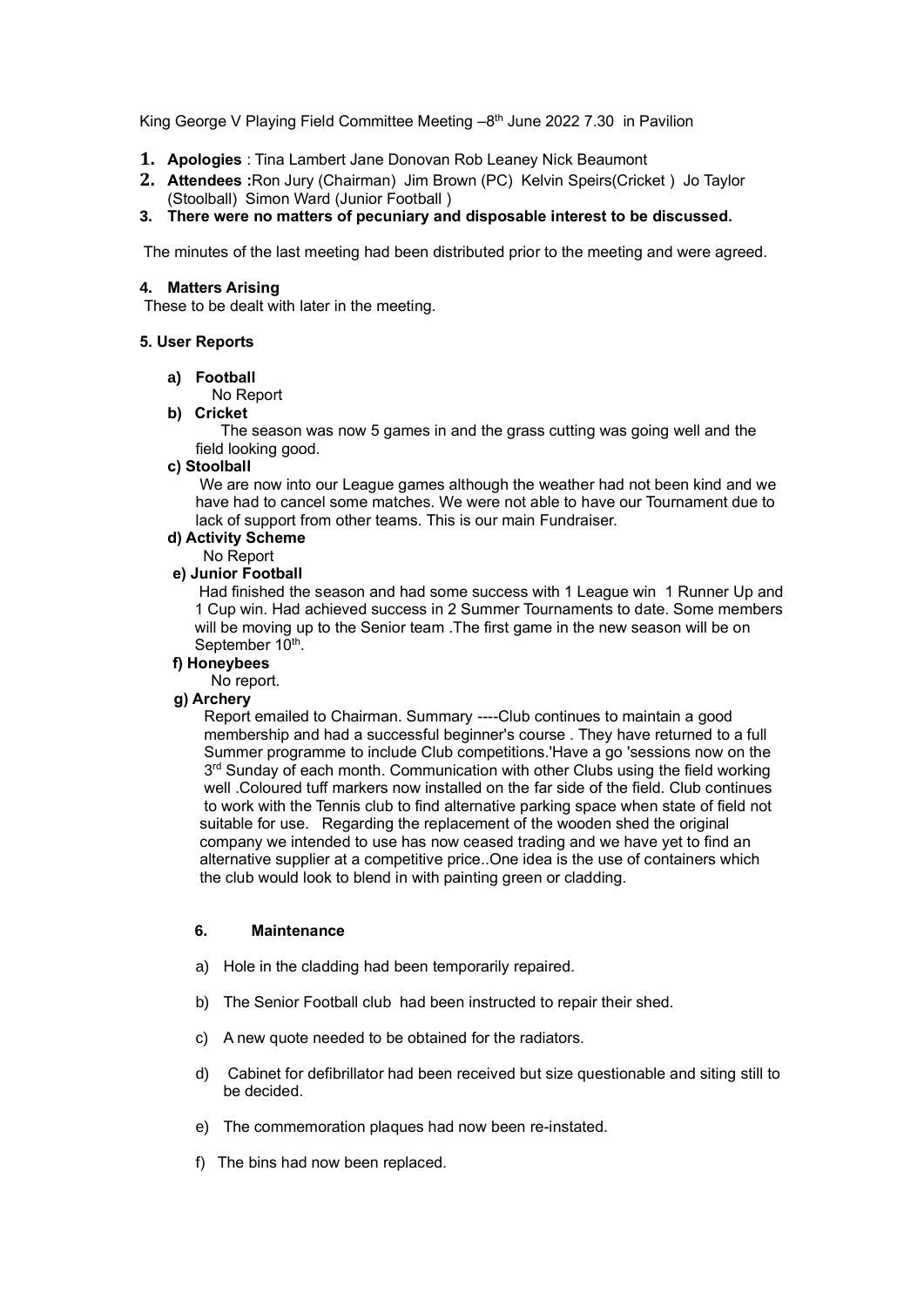King George V Playing Field Committee Meeting –8th June 2022 7.30 in Pavilion

1. **Apologies** : Tina Lambert Jane Donovan Rob Leaney Nick Beaumont
2. **Attendees :**Ron Jury (Chairman) Jim Brown (PC) Kelvin Speirs(Cricket ) Jo Taylor (Stoolball) Simon Ward (Junior Football )
3. **There were no matters of pecuniary and disposable interest to be discussed.**

The minutes of the last meeting had been distributed prior to the meeting and were agreed.

**4. Matters Arising**

These to be dealt with later in the meeting.

**5. User Reports**

**a) Football**

No Report

**b) Cricket**

The season was now 5 games in and the grass cutting was going well and the field looking good.

**c) Stoolball**

We are now into our League games although the weather had not been kind and we have had to cancel some matches. We were not able to have our Tournament due to lack of support from other teams. This is our main Fundraiser.

**d) Activity Scheme**

No Report

**e) Junior Football**

Had finished the season and had some success with 1 League win 1 Runner Up and 1 Cup win. Had achieved success in 2 Summer Tournaments to date. Some members will be moving up to the Senior team .The first game in the new season will be on September 10th.

**f) Honeybees**

No report.

**g) Archery**

Report emailed to Chairman. Summary ----Club continues to maintain a good membership and had a successful beginner's course . They have returned to a full Summer programme to include Club competitions.'Have a go 'sessions now on the 3rd Sunday of each month. Communication with other Clubs using the field working well .Coloured tuff markers now installed on the far side of the field. Club continues to work with the Tennis club to find alternative parking space when state of field not suitable for use. Regarding the replacement of the wooden shed the original company we intended to use has now ceased trading and we have yet to find an alternative supplier at a competitive price..One idea is the use of containers which the club would look to blend in with painting green or cladding.

**6. Maintenance**

a) Hole in the cladding had been temporarily repaired.

b) The Senior Football club had been instructed to repair their shed.

c) A new quote needed to be obtained for the radiators.

d) Cabinet for defibrillator had been received but size questionable and siting still to be decided.

e) The commemoration plaques had now been re-instated.

f) The bins had now been replaced.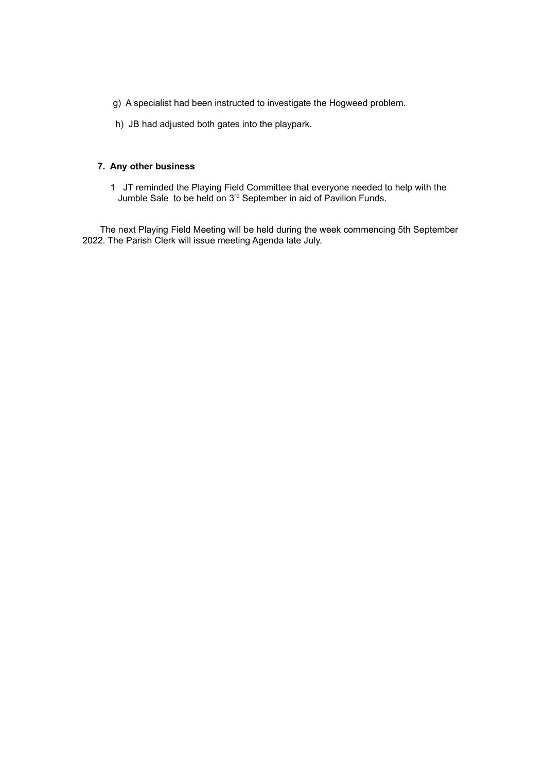g) A specialist had been instructed to investigate the Hogweed problem.

h) JB had adjusted both gates into the playpark.

**7. Any other business**

1 JT reminded the Playing Field Committee that everyone needed to help with the Jumble Sale to be held on 3rd September in aid of Pavilion Funds.

The next Playing Field Meeting will be held during the week commencing 5th September 2022. The Parish Clerk will issue meeting Agenda late July.